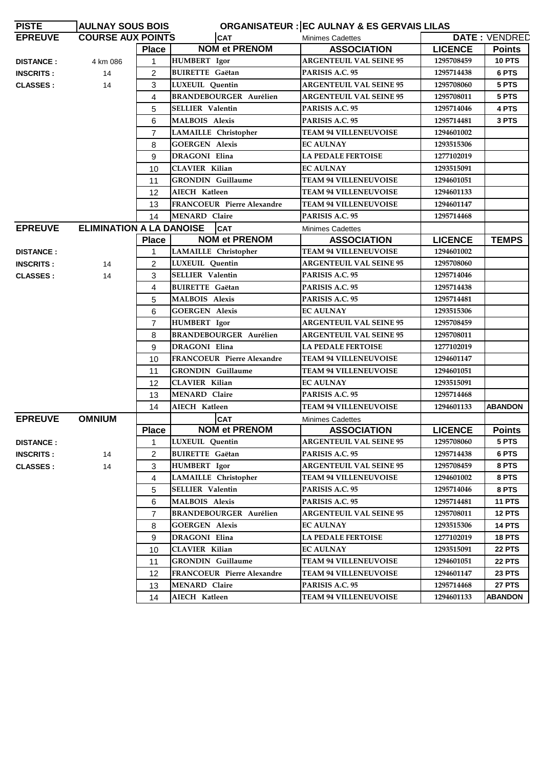| PISTE | AULNAY SOUS BOIS | | ORGANISATEUR : | EC AULNAY & ES GERVAIS LILAS | | |
|---|---|---|---|---|---|---|
| **EPREUVE** | **COURSE AUX POINTS** | | **CAT** | Minimes Cadettes | | **DATE :** VENDRED |
| | | **Place** | **NOM et PRENOM** | **ASSOCIATION** | **LICENCE** | **Points** |
| **DISTANCE :** | 4 km 086 | 1 | HUMBERT Igor | ARGENTEUIL VAL SEINE 95 | 1295708459 | 10 PTS |
| **INSCRITS :** | 14 | 2 | BUIRETTE Gaëtan | PARISIS A.C. 95 | 1295714438 | 6 PTS |
| **CLASSES :** | 14 | 3 | LUXEUIL Quentin | ARGENTEUIL VAL SEINE 95 | 1295708060 | 5 PTS |
| | | 4 | BRANDEBOURGER Aurélien | ARGENTEUIL VAL SEINE 95 | 1295708011 | 5 PTS |
| | | 5 | SELLIER Valentin | PARISIS A.C. 95 | 1295714046 | 4 PTS |
| | | 6 | MALBOIS Alexis | PARISIS A.C. 95 | 1295714481 | 3 PTS |
| | | 7 | LAMAILLE Christopher | TEAM 94 VILLENEUVOISE | 1294601002 | |
| | | 8 | GOERGEN Alexis | EC AULNAY | 1293515306 | |
| | | 9 | DRAGONI Elina | LA PEDALE FERTOISE | 1277102019 | |
| | | 10 | CLAVIER Kilian | EC AULNAY | 1293515091 | |
| | | 11 | GRONDIN Guillaume | TEAM 94 VILLENEUVOISE | 1294601051 | |
| | | 12 | AIECH Katleen | TEAM 94 VILLENEUVOISE | 1294601133 | |
| | | 13 | FRANCOEUR Pierre Alexandre | TEAM 94 VILLENEUVOISE | 1294601147 | |
| | | 14 | MENARD Claire | PARISIS A.C. 95 | 1295714468 | |
| **EPREUVE** | **ELIMINATION A LA DANOISE** | | **CAT** | Minimes Cadettes | | |
| | | **Place** | **NOM et PRENOM** | **ASSOCIATION** | **LICENCE** | **TEMPS** |
| **DISTANCE :** | | 1 | LAMAILLE Christopher | TEAM 94 VILLENEUVOISE | 1294601002 | |
| **INSCRITS :** | 14 | 2 | LUXEUIL Quentin | ARGENTEUIL VAL SEINE 95 | 1295708060 | |
| **CLASSES :** | 14 | 3 | SELLIER Valentin | PARISIS A.C. 95 | 1295714046 | |
| | | 4 | BUIRETTE Gaëtan | PARISIS A.C. 95 | 1295714438 | |
| | | 5 | MALBOIS Alexis | PARISIS A.C. 95 | 1295714481 | |
| | | 6 | GOERGEN Alexis | EC AULNAY | 1293515306 | |
| | | 7 | HUMBERT Igor | ARGENTEUIL VAL SEINE 95 | 1295708459 | |
| | | 8 | BRANDEBOURGER Aurélien | ARGENTEUIL VAL SEINE 95 | 1295708011 | |
| | | 9 | DRAGONI Elina | LA PEDALE FERTOISE | 1277102019 | |
| | | 10 | FRANCOEUR Pierre Alexandre | TEAM 94 VILLENEUVOISE | 1294601147 | |
| | | 11 | GRONDIN Guillaume | TEAM 94 VILLENEUVOISE | 1294601051 | |
| | | 12 | CLAVIER Kilian | EC AULNAY | 1293515091 | |
| | | 13 | MENARD Claire | PARISIS A.C. 95 | 1295714468 | |
| | | 14 | AIECH Katleen | TEAM 94 VILLENEUVOISE | 1294601133 | ABANDON |
| **EPREUVE** | **OMNIUM** | | **CAT** | Minimes Cadettes | | |
| | | **Place** | **NOM et PRENOM** | **ASSOCIATION** | **LICENCE** | **Points** |
| **DISTANCE :** | | 1 | LUXEUIL Quentin | ARGENTEUIL VAL SEINE 95 | 1295708060 | 5 PTS |
| **INSCRITS :** | 14 | 2 | BUIRETTE Gaëtan | PARISIS A.C. 95 | 1295714438 | 6 PTS |
| **CLASSES :** | 14 | 3 | HUMBERT Igor | ARGENTEUIL VAL SEINE 95 | 1295708459 | 8 PTS |
| | | 4 | LAMAILLE Christopher | TEAM 94 VILLENEUVOISE | 1294601002 | 8 PTS |
| | | 5 | SELLIER Valentin | PARISIS A.C. 95 | 1295714046 | 8 PTS |
| | | 6 | MALBOIS Alexis | PARISIS A.C. 95 | 1295714481 | 11 PTS |
| | | 7 | BRANDEBOURGER Aurélien | ARGENTEUIL VAL SEINE 95 | 1295708011 | 12 PTS |
| | | 8 | GOERGEN Alexis | EC AULNAY | 1293515306 | 14 PTS |
| | | 9 | DRAGONI Elina | LA PEDALE FERTOISE | 1277102019 | 18 PTS |
| | | 10 | CLAVIER Kilian | EC AULNAY | 1293515091 | 22 PTS |
| | | 11 | GRONDIN Guillaume | TEAM 94 VILLENEUVOISE | 1294601051 | 22 PTS |
| | | 12 | FRANCOEUR Pierre Alexandre | TEAM 94 VILLENEUVOISE | 1294601147 | 23 PTS |
| | | 13 | MENARD Claire | PARISIS A.C. 95 | 1295714468 | 27 PTS |
| | | 14 | AIECH Katleen | TEAM 94 VILLENEUVOISE | 1294601133 | ABANDON |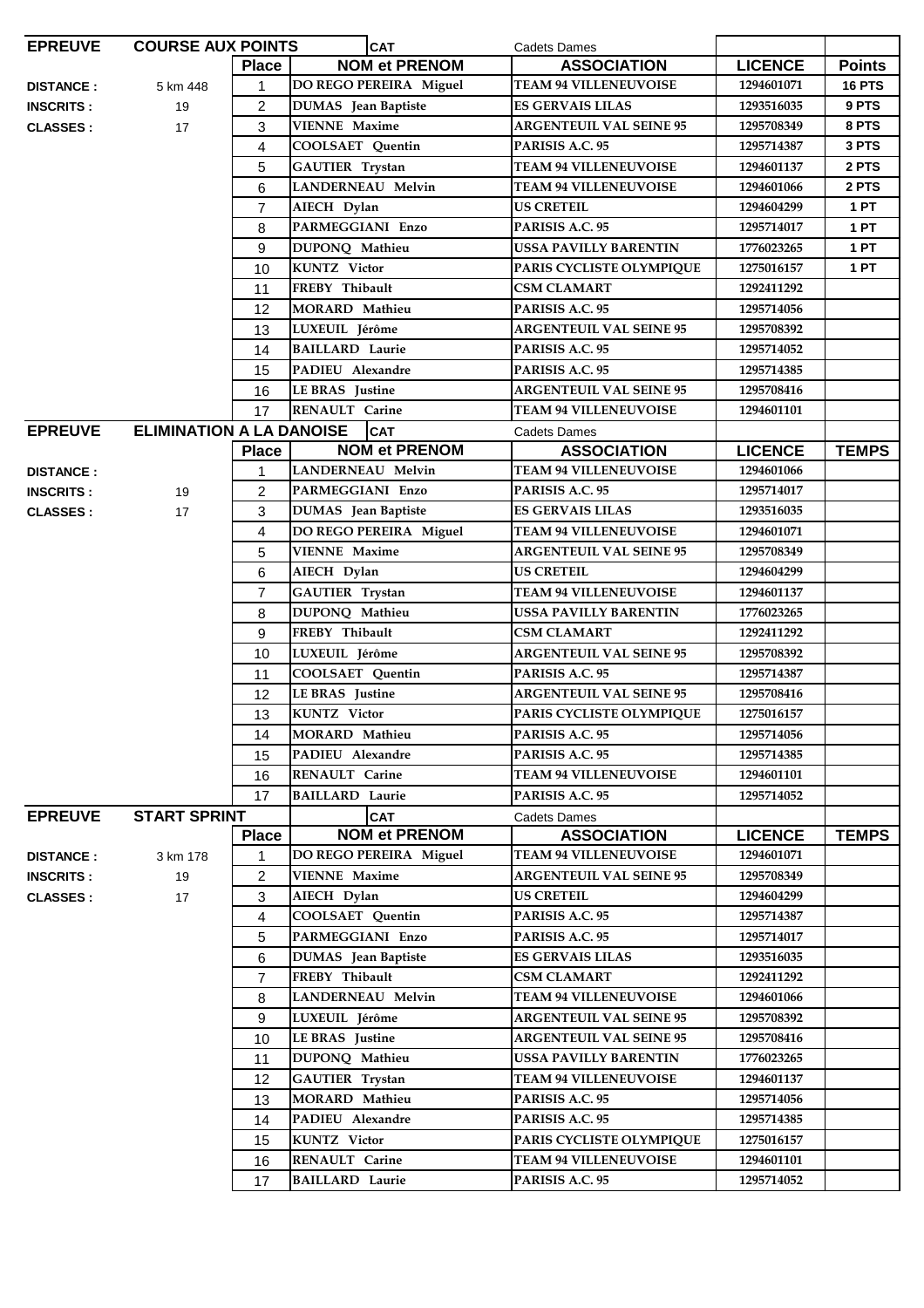| EPREUVE | COURSE AUX POINTS | | CAT | Cadets Dames | | |
|---|---|---|---|---|---|---|
| | | **Place** | **NOM et PRENOM** | **ASSOCIATION** | **LICENCE** | **Points** |
| **DISTANCE :** | 5 km 448 | 1 | DO REGO PEREIRA Miguel | TEAM 94 VILLENEUVOISE | 1294601071 | 16 PTS |
| **INSCRITS :** | 19 | 2 | DUMAS Jean Baptiste | ES GERVAIS LILAS | 1293516035 | 9 PTS |
| **CLASSES :** | 17 | 3 | VIENNE Maxime | ARGENTEUIL VAL SEINE 95 | 1295708349 | 8 PTS |
| | | 4 | COOLSAET Quentin | PARISIS A.C. 95 | 1295714387 | 3 PTS |
| | | 5 | GAUTIER Trystan | TEAM 94 VILLENEUVOISE | 1294601137 | 2 PTS |
| | | 6 | LANDERNEAU Melvin | TEAM 94 VILLENEUVOISE | 1294601066 | 2 PTS |
| | | 7 | AIECH Dylan | US CRETEIL | 1294604299 | 1 PT |
| | | 8 | PARMEGGIANI Enzo | PARISIS A.C. 95 | 1295714017 | 1 PT |
| | | 9 | DUPONQ Mathieu | USSA PAVILLY BARENTIN | 1776023265 | 1 PT |
| | | 10 | KUNTZ Victor | PARIS CYCLISTE OLYMPIQUE | 1275016157 | 1 PT |
| | | 11 | FREBY Thibault | CSM CLAMART | 1292411292 | |
| | | 12 | MORARD Mathieu | PARISIS A.C. 95 | 1295714056 | |
| | | 13 | LUXEUIL Jérôme | ARGENTEUIL VAL SEINE 95 | 1295708392 | |
| | | 14 | BAILLARD Laurie | PARISIS A.C. 95 | 1295714052 | |
| | | 15 | PADIEU Alexandre | PARISIS A.C. 95 | 1295714385 | |
| | | 16 | LE BRAS Justine | ARGENTEUIL VAL SEINE 95 | 1295708416 | |
| | | 17 | RENAULT Carine | TEAM 94 VILLENEUVOISE | 1294601101 | |

| EPREUVE | ELIMINATION A LA DANOISE | | CAT | Cadets Dames | | |
|---|---|---|---|---|---|---|
| | | **Place** | **NOM et PRENOM** | **ASSOCIATION** | **LICENCE** | **TEMPS** |
| **DISTANCE :** | | 1 | LANDERNEAU Melvin | TEAM 94 VILLENEUVOISE | 1294601066 | |
| **INSCRITS :** | 19 | 2 | PARMEGGIANI Enzo | PARISIS A.C. 95 | 1295714017 | |
| **CLASSES :** | 17 | 3 | DUMAS Jean Baptiste | ES GERVAIS LILAS | 1293516035 | |
| | | 4 | DO REGO PEREIRA Miguel | TEAM 94 VILLENEUVOISE | 1294601071 | |
| | | 5 | VIENNE Maxime | ARGENTEUIL VAL SEINE 95 | 1295708349 | |
| | | 6 | AIECH Dylan | US CRETEIL | 1294604299 | |
| | | 7 | GAUTIER Trystan | TEAM 94 VILLENEUVOISE | 1294601137 | |
| | | 8 | DUPONQ Mathieu | USSA PAVILLY BARENTIN | 1776023265 | |
| | | 9 | FREBY Thibault | CSM CLAMART | 1292411292 | |
| | | 10 | LUXEUIL Jérôme | ARGENTEUIL VAL SEINE 95 | 1295708392 | |
| | | 11 | COOLSAET Quentin | PARISIS A.C. 95 | 1295714387 | |
| | | 12 | LE BRAS Justine | ARGENTEUIL VAL SEINE 95 | 1295708416 | |
| | | 13 | KUNTZ Victor | PARIS CYCLISTE OLYMPIQUE | 1275016157 | |
| | | 14 | MORARD Mathieu | PARISIS A.C. 95 | 1295714056 | |
| | | 15 | PADIEU Alexandre | PARISIS A.C. 95 | 1295714385 | |
| | | 16 | RENAULT Carine | TEAM 94 VILLENEUVOISE | 1294601101 | |
| | | 17 | BAILLARD Laurie | PARISIS A.C. 95 | 1295714052 | |

| EPREUVE | START SPRINT | | CAT | Cadets Dames | | |
|---|---|---|---|---|---|---|
| | | **Place** | **NOM et PRENOM** | **ASSOCIATION** | **LICENCE** | **TEMPS** |
| **DISTANCE :** | 3 km 178 | 1 | DO REGO PEREIRA Miguel | TEAM 94 VILLENEUVOISE | 1294601071 | |
| **INSCRITS :** | 19 | 2 | VIENNE Maxime | ARGENTEUIL VAL SEINE 95 | 1295708349 | |
| **CLASSES :** | 17 | 3 | AIECH Dylan | US CRETEIL | 1294604299 | |
| | | 4 | COOLSAET Quentin | PARISIS A.C. 95 | 1295714387 | |
| | | 5 | PARMEGGIANI Enzo | PARISIS A.C. 95 | 1295714017 | |
| | | 6 | DUMAS Jean Baptiste | ES GERVAIS LILAS | 1293516035 | |
| | | 7 | FREBY Thibault | CSM CLAMART | 1292411292 | |
| | | 8 | LANDERNEAU Melvin | TEAM 94 VILLENEUVOISE | 1294601066 | |
| | | 9 | LUXEUIL Jérôme | ARGENTEUIL VAL SEINE 95 | 1295708392 | |
| | | 10 | LE BRAS Justine | ARGENTEUIL VAL SEINE 95 | 1295708416 | |
| | | 11 | DUPONQ Mathieu | USSA PAVILLY BARENTIN | 1776023265 | |
| | | 12 | GAUTIER Trystan | TEAM 94 VILLENEUVOISE | 1294601137 | |
| | | 13 | MORARD Mathieu | PARISIS A.C. 95 | 1295714056 | |
| | | 14 | PADIEU Alexandre | PARISIS A.C. 95 | 1295714385 | |
| | | 15 | KUNTZ Victor | PARIS CYCLISTE OLYMPIQUE | 1275016157 | |
| | | 16 | RENAULT Carine | TEAM 94 VILLENEUVOISE | 1294601101 | |
| | | 17 | BAILLARD Laurie | PARISIS A.C. 95 | 1295714052 | |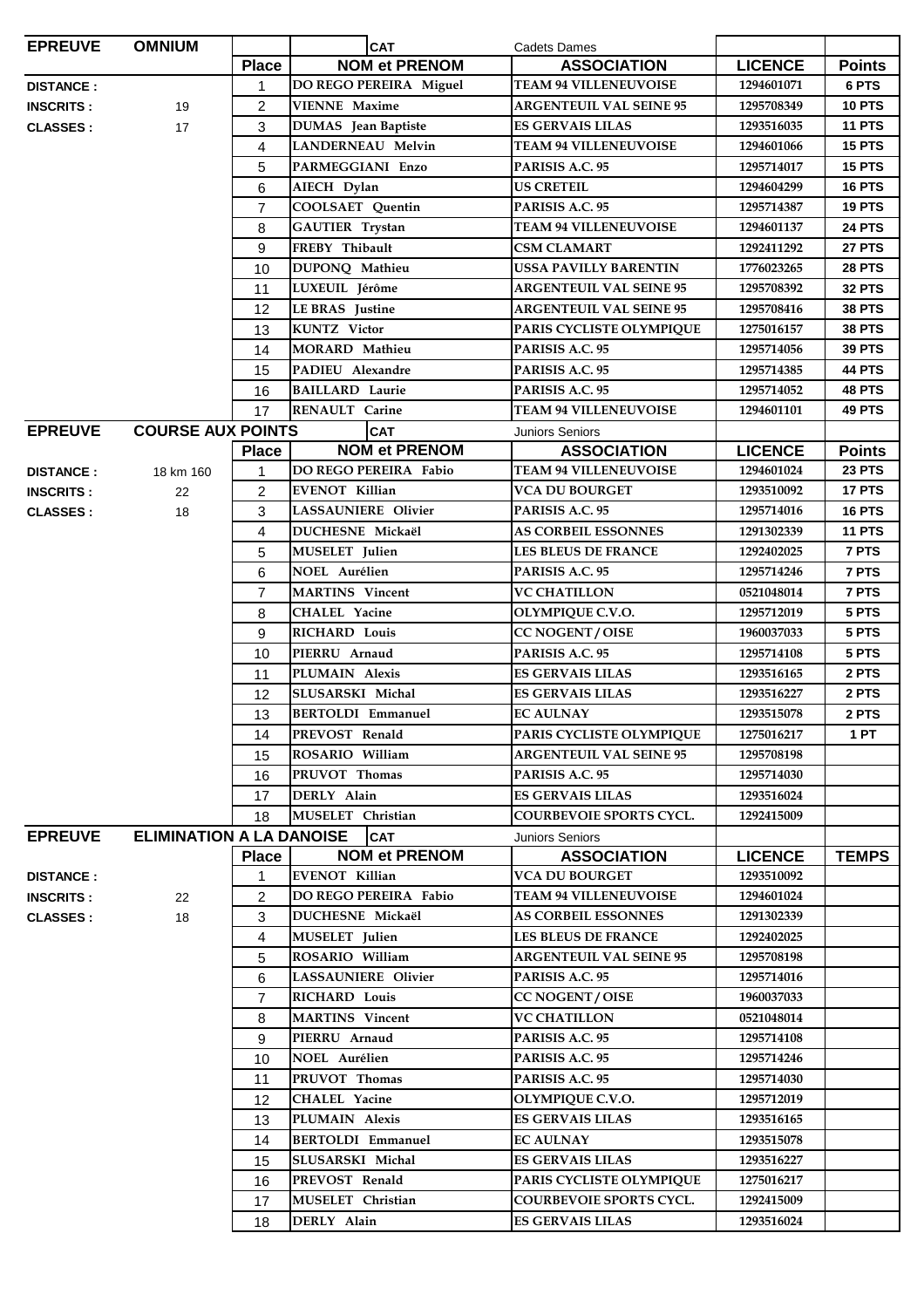| EPREUVE | OMNIUM | | CAT | Cadets Dames | | |
|---|---|---|---|---|---|---|
| | | **Place** | **NOM et PRENOM** | **ASSOCIATION** | **LICENCE** | **Points** |
| **DISTANCE :** | | 1 | DO REGO PEREIRA Miguel | TEAM 94 VILLENEUVOISE | 1294601071 | 6 PTS |
| **INSCRITS :** | 19 | 2 | VIENNE Maxime | ARGENTEUIL VAL SEINE 95 | 1295708349 | 10 PTS |
| **CLASSES :** | 17 | 3 | DUMAS Jean Baptiste | ES GERVAIS LILAS | 1293516035 | 11 PTS |
| | | 4 | LANDERNEAU Melvin | TEAM 94 VILLENEUVOISE | 1294601066 | 15 PTS |
| | | 5 | PARMEGGIANI Enzo | PARISIS A.C. 95 | 1295714017 | 15 PTS |
| | | 6 | AIECH Dylan | US CRETEIL | 1294604299 | 16 PTS |
| | | 7 | COOLSAET Quentin | PARISIS A.C. 95 | 1295714387 | 19 PTS |
| | | 8 | GAUTIER Trystan | TEAM 94 VILLENEUVOISE | 1294601137 | 24 PTS |
| | | 9 | FREBY Thibault | CSM CLAMART | 1292411292 | 27 PTS |
| | | 10 | DUPONQ Mathieu | USSA PAVILLY BARENTIN | 1776023265 | 28 PTS |
| | | 11 | LUXEUIL Jérôme | ARGENTEUIL VAL SEINE 95 | 1295708392 | 32 PTS |
| | | 12 | LE BRAS Justine | ARGENTEUIL VAL SEINE 95 | 1295708416 | 38 PTS |
| | | 13 | KUNTZ Victor | PARIS CYCLISTE OLYMPIQUE | 1275016157 | 38 PTS |
| | | 14 | MORARD Mathieu | PARISIS A.C. 95 | 1295714056 | 39 PTS |
| | | 15 | PADIEU Alexandre | PARISIS A.C. 95 | 1295714385 | 44 PTS |
| | | 16 | BAILLARD Laurie | PARISIS A.C. 95 | 1295714052 | 48 PTS |
| | | 17 | RENAULT Carine | TEAM 94 VILLENEUVOISE | 1294601101 | 49 PTS |

| EPREUVE | COURSE AUX POINTS | | CAT | Juniors Seniors | | |
|---|---|---|---|---|---|---|
| | | **Place** | **NOM et PRENOM** | **ASSOCIATION** | **LICENCE** | **Points** |
| **DISTANCE :** | 18 km 160 | 1 | DO REGO PEREIRA Fabio | TEAM 94 VILLENEUVOISE | 1294601024 | 23 PTS |
| **INSCRITS :** | 22 | 2 | EVENOT Killian | VCA DU BOURGET | 1293510092 | 17 PTS |
| **CLASSES :** | 18 | 3 | LASSAUNIERE Olivier | PARISIS A.C. 95 | 1295714016 | 16 PTS |
| | | 4 | DUCHESNE Mickaël | AS CORBEIL ESSONNES | 1291302339 | 11 PTS |
| | | 5 | MUSELET Julien | LES BLEUS DE FRANCE | 1292402025 | 7 PTS |
| | | 6 | NOEL Aurélien | PARISIS A.C. 95 | 1295714246 | 7 PTS |
| | | 7 | MARTINS Vincent | VC CHATILLON | 0521048014 | 7 PTS |
| | | 8 | CHALEL Yacine | OLYMPIQUE C.V.O. | 1295712019 | 5 PTS |
| | | 9 | RICHARD Louis | CC NOGENT / OISE | 1960037033 | 5 PTS |
| | | 10 | PIERRU Arnaud | PARISIS A.C. 95 | 1295714108 | 5 PTS |
| | | 11 | PLUMAIN Alexis | ES GERVAIS LILAS | 1293516165 | 2 PTS |
| | | 12 | SLUSARSKI Michal | ES GERVAIS LILAS | 1293516227 | 2 PTS |
| | | 13 | BERTOLDI Emmanuel | EC AULNAY | 1293515078 | 2 PTS |
| | | 14 | PREVOST Renald | PARIS CYCLISTE OLYMPIQUE | 1275016217 | 1 PT |
| | | 15 | ROSARIO William | ARGENTEUIL VAL SEINE 95 | 1295708198 | |
| | | 16 | PRUVOT Thomas | PARISIS A.C. 95 | 1295714030 | |
| | | 17 | DERLY Alain | ES GERVAIS LILAS | 1293516024 | |
| | | 18 | MUSELET Christian | COURBEVOIE SPORTS CYCL. | 1292415009 | |

| EPREUVE | ELIMINATION A LA DANOISE | | CAT | Juniors Seniors | | |
|---|---|---|---|---|---|---|
| | | **Place** | **NOM et PRENOM** | **ASSOCIATION** | **LICENCE** | **TEMPS** |
| **DISTANCE :** | | 1 | EVENOT Killian | VCA DU BOURGET | 1293510092 | |
| **INSCRITS :** | 22 | 2 | DO REGO PEREIRA Fabio | TEAM 94 VILLENEUVOISE | 1294601024 | |
| **CLASSES :** | 18 | 3 | DUCHESNE Mickaël | AS CORBEIL ESSONNES | 1291302339 | |
| | | 4 | MUSELET Julien | LES BLEUS DE FRANCE | 1292402025 | |
| | | 5 | ROSARIO William | ARGENTEUIL VAL SEINE 95 | 1295708198 | |
| | | 6 | LASSAUNIERE Olivier | PARISIS A.C. 95 | 1295714016 | |
| | | 7 | RICHARD Louis | CC NOGENT / OISE | 1960037033 | |
| | | 8 | MARTINS Vincent | VC CHATILLON | 0521048014 | |
| | | 9 | PIERRU Arnaud | PARISIS A.C. 95 | 1295714108 | |
| | | 10 | NOEL Aurélien | PARISIS A.C. 95 | 1295714246 | |
| | | 11 | PRUVOT Thomas | PARISIS A.C. 95 | 1295714030 | |
| | | 12 | CHALEL Yacine | OLYMPIQUE C.V.O. | 1295712019 | |
| | | 13 | PLUMAIN Alexis | ES GERVAIS LILAS | 1293516165 | |
| | | 14 | BERTOLDI Emmanuel | EC AULNAY | 1293515078 | |
| | | 15 | SLUSARSKI Michal | ES GERVAIS LILAS | 1293516227 | |
| | | 16 | PREVOST Renald | PARIS CYCLISTE OLYMPIQUE | 1275016217 | |
| | | 17 | MUSELET Christian | COURBEVOIE SPORTS CYCL. | 1292415009 | |
| | | 18 | DERLY Alain | ES GERVAIS LILAS | 1293516024 | |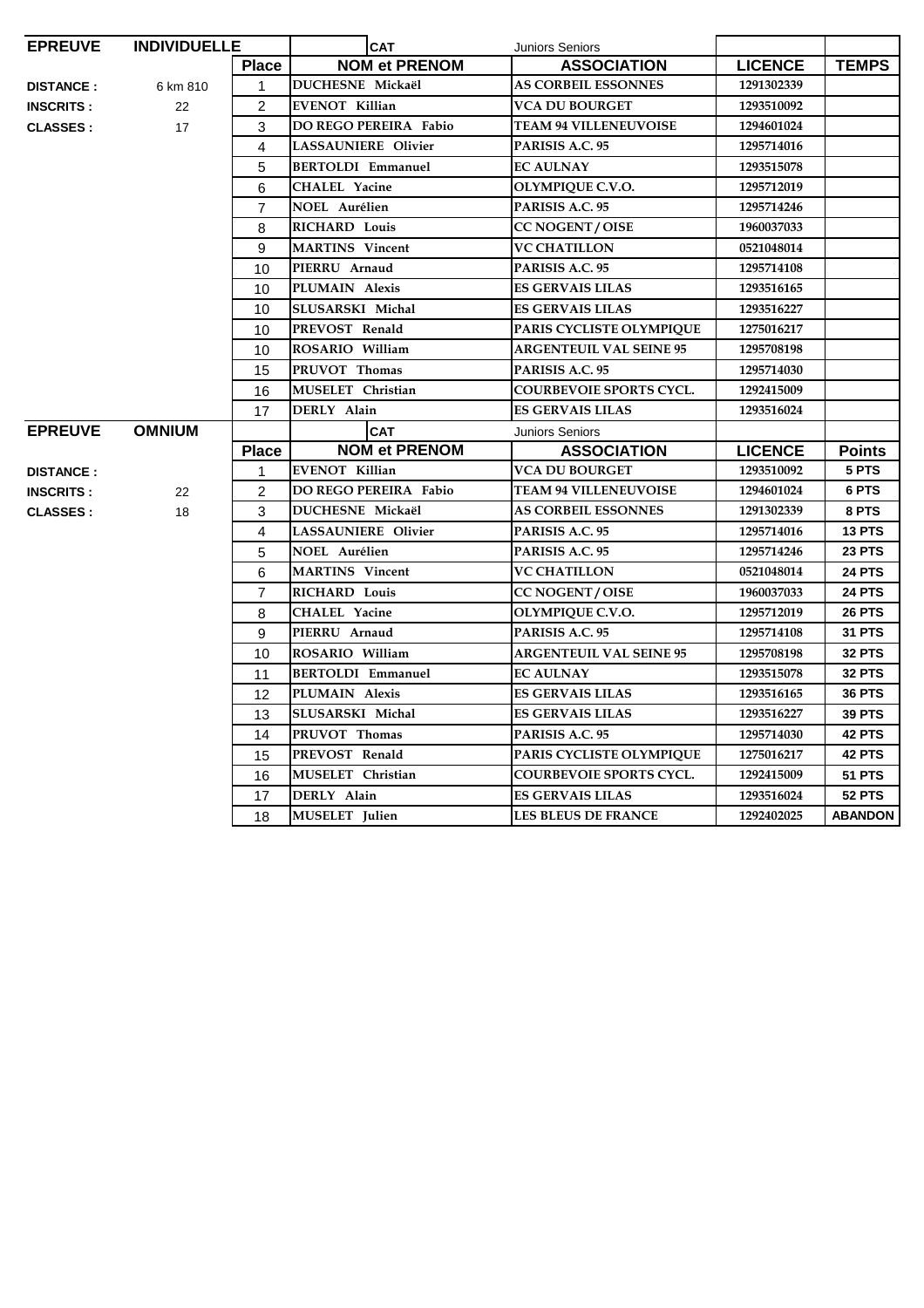| EPREUVE | INDIVIDUELLE | | CAT | Juniors Seniors | | |
|---|---|---|---|---|---|---|
| | | **Place** | **NOM et PRENOM** | **ASSOCIATION** | **LICENCE** | **TEMPS** |
| **DISTANCE :** | 6 km 810 | 1 | DUCHESNE Mickaël | AS CORBEIL ESSONNES | 1291302339 | |
| **INSCRITS :** | 22 | 2 | EVENOT Killian | VCA DU BOURGET | 1293510092 | |
| **CLASSES :** | 17 | 3 | DO REGO PEREIRA Fabio | TEAM 94 VILLENEUVOISE | 1294601024 | |
| | | 4 | LASSAUNIERE Olivier | PARISIS A.C. 95 | 1295714016 | |
| | | 5 | BERTOLDI Emmanuel | EC AULNAY | 1293515078 | |
| | | 6 | CHALEL Yacine | OLYMPIQUE C.V.O. | 1295712019 | |
| | | 7 | NOEL Aurélien | PARISIS A.C. 95 | 1295714246 | |
| | | 8 | RICHARD Louis | CC NOGENT / OISE | 1960037033 | |
| | | 9 | MARTINS Vincent | VC CHATILLON | 0521048014 | |
| | | 10 | PIERRU Arnaud | PARISIS A.C. 95 | 1295714108 | |
| | | 10 | PLUMAIN Alexis | ES GERVAIS LILAS | 1293516165 | |
| | | 10 | SLUSARSKI Michal | ES GERVAIS LILAS | 1293516227 | |
| | | 10 | PREVOST Renald | PARIS CYCLISTE OLYMPIQUE | 1275016217 | |
| | | 10 | ROSARIO William | ARGENTEUIL VAL SEINE 95 | 1295708198 | |
| | | 15 | PRUVOT Thomas | PARISIS A.C. 95 | 1295714030 | |
| | | 16 | MUSELET Christian | COURBEVOIE SPORTS CYCL. | 1292415009 | |
| | | 17 | DERLY Alain | ES GERVAIS LILAS | 1293516024 | |

| EPREUVE | OMNIUM | | CAT | Juniors Seniors | | |
|---|---|---|---|---|---|---|
| | | **Place** | **NOM et PRENOM** | **ASSOCIATION** | **LICENCE** | **Points** |
| **DISTANCE :** | | 1 | EVENOT Killian | VCA DU BOURGET | 1293510092 | 5 PTS |
| **INSCRITS :** | 22 | 2 | DO REGO PEREIRA Fabio | TEAM 94 VILLENEUVOISE | 1294601024 | 6 PTS |
| **CLASSES :** | 18 | 3 | DUCHESNE Mickaël | AS CORBEIL ESSONNES | 1291302339 | 8 PTS |
| | | 4 | LASSAUNIERE Olivier | PARISIS A.C. 95 | 1295714016 | 13 PTS |
| | | 5 | NOEL Aurélien | PARISIS A.C. 95 | 1295714246 | 23 PTS |
| | | 6 | MARTINS Vincent | VC CHATILLON | 0521048014 | 24 PTS |
| | | 7 | RICHARD Louis | CC NOGENT / OISE | 1960037033 | 24 PTS |
| | | 8 | CHALEL Yacine | OLYMPIQUE C.V.O. | 1295712019 | 26 PTS |
| | | 9 | PIERRU Arnaud | PARISIS A.C. 95 | 1295714108 | 31 PTS |
| | | 10 | ROSARIO William | ARGENTEUIL VAL SEINE 95 | 1295708198 | 32 PTS |
| | | 11 | BERTOLDI Emmanuel | EC AULNAY | 1293515078 | 32 PTS |
| | | 12 | PLUMAIN Alexis | ES GERVAIS LILAS | 1293516165 | 36 PTS |
| | | 13 | SLUSARSKI Michal | ES GERVAIS LILAS | 1293516227 | 39 PTS |
| | | 14 | PRUVOT Thomas | PARISIS A.C. 95 | 1295714030 | 42 PTS |
| | | 15 | PREVOST Renald | PARIS CYCLISTE OLYMPIQUE | 1275016217 | 42 PTS |
| | | 16 | MUSELET Christian | COURBEVOIE SPORTS CYCL. | 1292415009 | 51 PTS |
| | | 17 | DERLY Alain | ES GERVAIS LILAS | 1293516024 | 52 PTS |
| | | 18 | MUSELET Julien | LES BLEUS DE FRANCE | 1292402025 | ABANDON |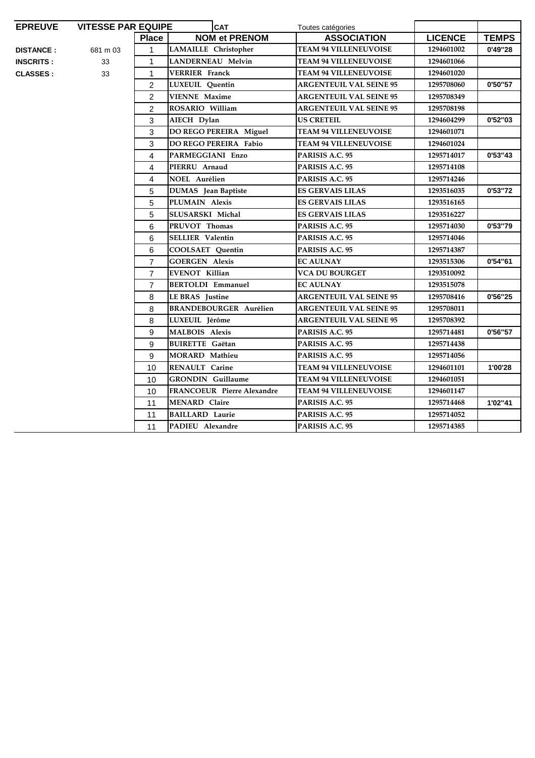| EPREUVE | VITESSE PAR EQUIPE | CAT | | Toutes catégories | | |
|---|---|---|---|---|---|---|
| | | **Place** | **NOM et PRENOM** | **ASSOCIATION** | **LICENCE** | **TEMPS** |
| **DISTANCE :** | 681 m 03 | 1 | LAMAILLE Christopher | TEAM 94 VILLENEUVOISE | 1294601002 | 0'49"28 |
| **INSCRITS :** | 33 | 1 | LANDERNEAU Melvin | TEAM 94 VILLENEUVOISE | 1294601066 | |
| **CLASSES :** | 33 | 1 | VERRIER Franck | TEAM 94 VILLENEUVOISE | 1294601020 | |
| | | 2 | LUXEUIL Quentin | ARGENTEUIL VAL SEINE 95 | 1295708060 | 0'50"57 |
| | | 2 | VIENNE Maxime | ARGENTEUIL VAL SEINE 95 | 1295708349 | |
| | | 2 | ROSARIO William | ARGENTEUIL VAL SEINE 95 | 1295708198 | |
| | | 3 | AIECH Dylan | US CRETEIL | 1294604299 | 0'52"03 |
| | | 3 | DO REGO PEREIRA Miguel | TEAM 94 VILLENEUVOISE | 1294601071 | |
| | | 3 | DO REGO PEREIRA Fabio | TEAM 94 VILLENEUVOISE | 1294601024 | |
| | | 4 | PARMEGGIANI Enzo | PARISIS A.C. 95 | 1295714017 | 0'53"43 |
| | | 4 | PIERRU Arnaud | PARISIS A.C. 95 | 1295714108 | |
| | | 4 | NOEL Aurélien | PARISIS A.C. 95 | 1295714246 | |
| | | 5 | DUMAS Jean Baptiste | ES GERVAIS LILAS | 1293516035 | 0'53"72 |
| | | 5 | PLUMAIN Alexis | ES GERVAIS LILAS | 1293516165 | |
| | | 5 | SLUSARSKI Michal | ES GERVAIS LILAS | 1293516227 | |
| | | 6 | PRUVOT Thomas | PARISIS A.C. 95 | 1295714030 | 0'53"79 |
| | | 6 | SELLIER Valentin | PARISIS A.C. 95 | 1295714046 | |
| | | 6 | COOLSAET Quentin | PARISIS A.C. 95 | 1295714387 | |
| | | 7 | GOERGEN Alexis | EC AULNAY | 1293515306 | 0'54"61 |
| | | 7 | EVENOT Killian | VCA DU BOURGET | 1293510092 | |
| | | 7 | BERTOLDI Emmanuel | EC AULNAY | 1293515078 | |
| | | 8 | LE BRAS Justine | ARGENTEUIL VAL SEINE 95 | 1295708416 | 0'56"25 |
| | | 8 | BRANDEBOURGER Aurélien | ARGENTEUIL VAL SEINE 95 | 1295708011 | |
| | | 8 | LUXEUIL Jérôme | ARGENTEUIL VAL SEINE 95 | 1295708392 | |
| | | 9 | MALBOIS Alexis | PARISIS A.C. 95 | 1295714481 | 0'56"57 |
| | | 9 | BUIRETTE Gaëtan | PARISIS A.C. 95 | 1295714438 | |
| | | 9 | MORARD Mathieu | PARISIS A.C. 95 | 1295714056 | |
| | | 10 | RENAULT Carine | TEAM 94 VILLENEUVOISE | 1294601101 | 1'00'28 |
| | | 10 | GRONDIN Guillaume | TEAM 94 VILLENEUVOISE | 1294601051 | |
| | | 10 | FRANCOEUR Pierre Alexandre | TEAM 94 VILLENEUVOISE | 1294601147 | |
| | | 11 | MENARD Claire | PARISIS A.C. 95 | 1295714468 | 1'02"41 |
| | | 11 | BAILLARD Laurie | PARISIS A.C. 95 | 1295714052 | |
| | | 11 | PADIEU Alexandre | PARISIS A.C. 95 | 1295714385 | |